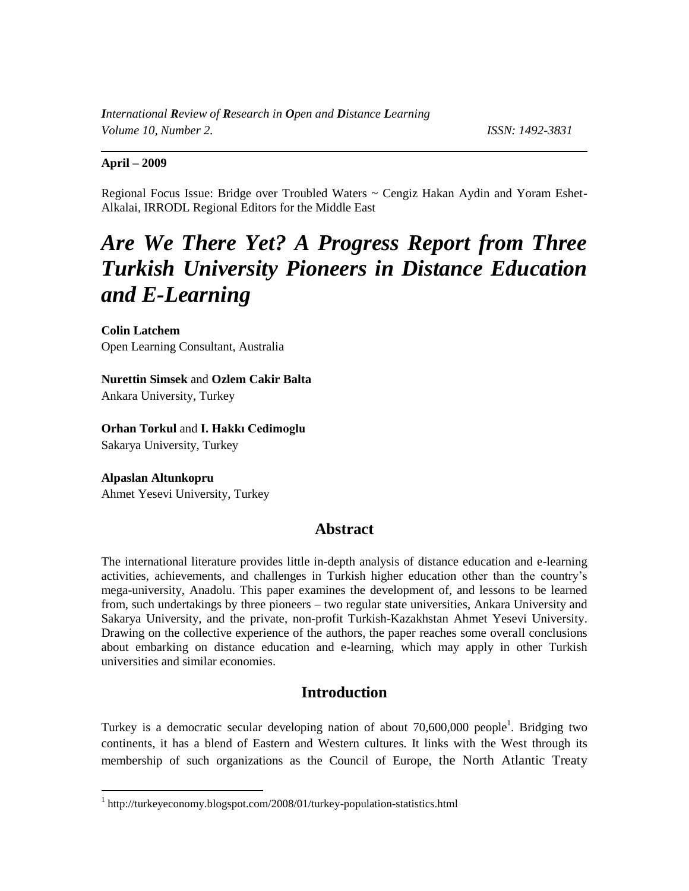*International Review of Research in Open and Distance Learning*
*Volume 10, Number 2.* ISSN: 1492-3831

**April – 2009**

Regional Focus Issue: Bridge over Troubled Waters ~ Cengiz Hakan Aydin and Yoram Eshet-Alkalai, IRRODL Regional Editors for the Middle East

# *Are We There Yet? A Progress Report from Three Turkish University Pioneers in Distance Education and E-Learning*

**Colin Latchem**
Open Learning Consultant, Australia

**Nurettin Simsek** and **Ozlem Cakir Balta**
Ankara University, Turkey

**Orhan Torkul** and **I. Hakkı Cedimoglu**
Sakarya University, Turkey

**Alpaslan Altunkopru**
Ahmet Yesevi University, Turkey

## Abstract

The international literature provides little in-depth analysis of distance education and e-learning activities, achievements, and challenges in Turkish higher education other than the country's mega-university, Anadolu. This paper examines the development of, and lessons to be learned from, such undertakings by three pioneers – two regular state universities, Ankara University and Sakarya University, and the private, non-profit Turkish-Kazakhstan Ahmet Yesevi University. Drawing on the collective experience of the authors, the paper reaches some overall conclusions about embarking on distance education and e-learning, which may apply in other Turkish universities and similar economies.

## Introduction

Turkey is a democratic secular developing nation of about 70,600,000 people[1]. Bridging two continents, it has a blend of Eastern and Western cultures. It links with the West through its membership of such organizations as the Council of Europe, the North Atlantic Treaty

[1] http://turkeyeconomy.blogspot.com/2008/01/turkey-population-statistics.html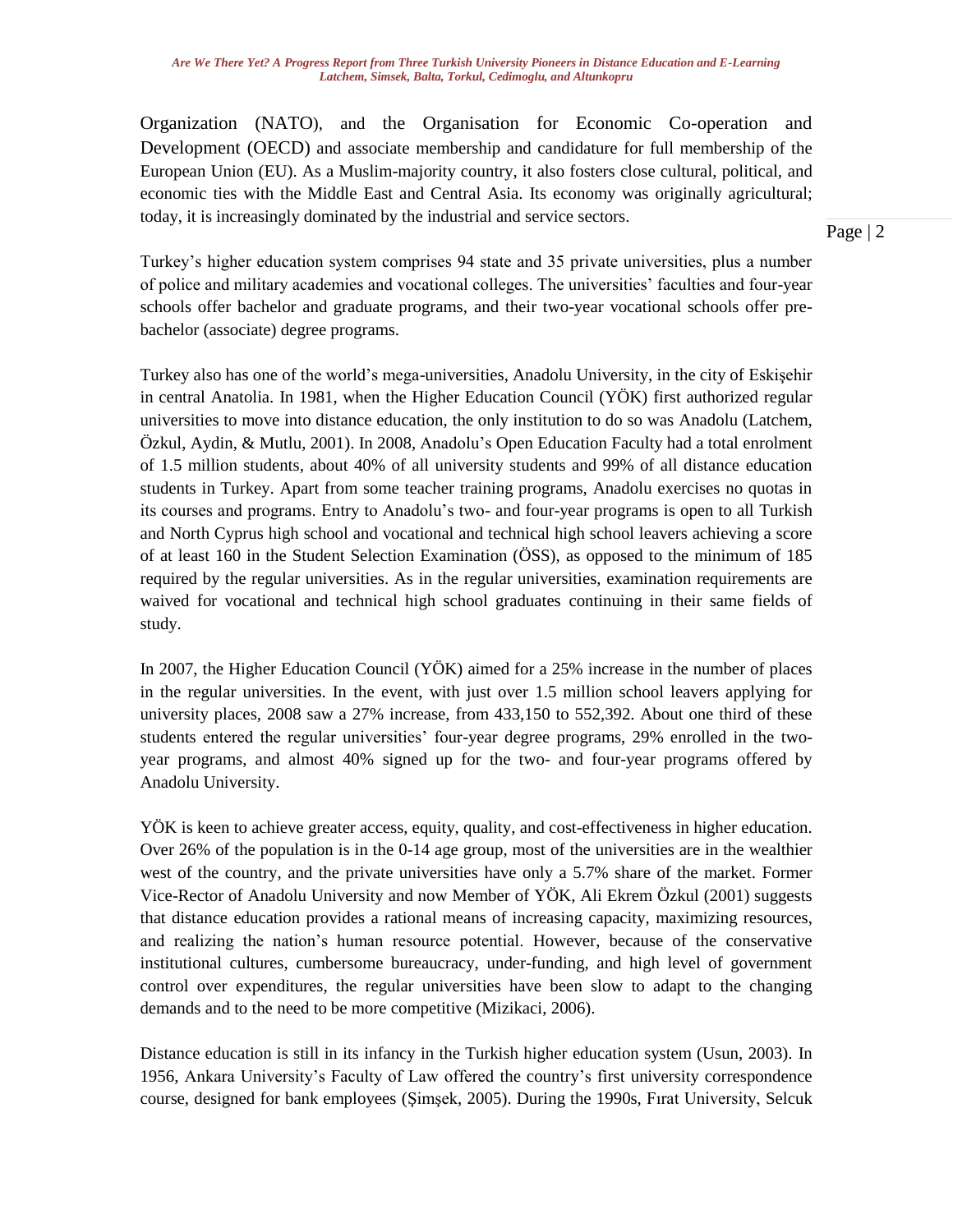Organization (NATO), and the Organisation for Economic Co-operation and Development (OECD) and associate membership and candidature for full membership of the European Union (EU). As a Muslim-majority country, it also fosters close cultural, political, and economic ties with the Middle East and Central Asia. Its economy was originally agricultural; today, it is increasingly dominated by the industrial and service sectors.

Turkey's higher education system comprises 94 state and 35 private universities, plus a number of police and military academies and vocational colleges. The universities' faculties and four-year schools offer bachelor and graduate programs, and their two-year vocational schools offer pre-bachelor (associate) degree programs.

Turkey also has one of the world's mega-universities, Anadolu University, in the city of Eskişehir in central Anatolia. In 1981, when the Higher Education Council (YÖK) first authorized regular universities to move into distance education, the only institution to do so was Anadolu (Latchem, Özkul, Aydin, & Mutlu, 2001). In 2008, Anadolu's Open Education Faculty had a total enrolment of 1.5 million students, about 40% of all university students and 99% of all distance education students in Turkey. Apart from some teacher training programs, Anadolu exercises no quotas in its courses and programs. Entry to Anadolu's two- and four-year programs is open to all Turkish and North Cyprus high school and vocational and technical high school leavers achieving a score of at least 160 in the Student Selection Examination (ÖSS), as opposed to the minimum of 185 required by the regular universities. As in the regular universities, examination requirements are waived for vocational and technical high school graduates continuing in their same fields of study.

In 2007, the Higher Education Council (YÖK) aimed for a 25% increase in the number of places in the regular universities. In the event, with just over 1.5 million school leavers applying for university places, 2008 saw a 27% increase, from 433,150 to 552,392. About one third of these students entered the regular universities' four-year degree programs, 29% enrolled in the two-year programs, and almost 40% signed up for the two- and four-year programs offered by Anadolu University.

YÖK is keen to achieve greater access, equity, quality, and cost-effectiveness in higher education. Over 26% of the population is in the 0-14 age group, most of the universities are in the wealthier west of the country, and the private universities have only a 5.7% share of the market. Former Vice-Rector of Anadolu University and now Member of YÖK, Ali Ekrem Özkul (2001) suggests that distance education provides a rational means of increasing capacity, maximizing resources, and realizing the nation's human resource potential. However, because of the conservative institutional cultures, cumbersome bureaucracy, under-funding, and high level of government control over expenditures, the regular universities have been slow to adapt to the changing demands and to the need to be more competitive (Mizikaci, 2006).

Distance education is still in its infancy in the Turkish higher education system (Usun, 2003). In 1956, Ankara University's Faculty of Law offered the country's first university correspondence course, designed for bank employees (Şimşek, 2005). During the 1990s, Fırat University, Selcuk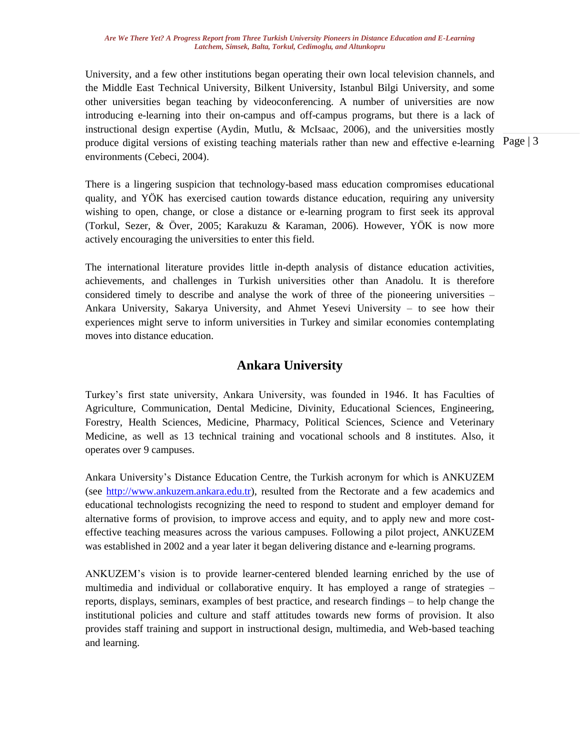University, and a few other institutions began operating their own local television channels, and the Middle East Technical University, Bilkent University, Istanbul Bilgi University, and some other universities began teaching by videoconferencing. A number of universities are now introducing e-learning into their on-campus and off-campus programs, but there is a lack of instructional design expertise (Aydin, Mutlu, & McIsaac, 2006), and the universities mostly produce digital versions of existing teaching materials rather than new and effective e-learning environments (Cebeci, 2004).

There is a lingering suspicion that technology-based mass education compromises educational quality, and YÖK has exercised caution towards distance education, requiring any university wishing to open, change, or close a distance or e-learning program to first seek its approval (Torkul, Sezer, & Över, 2005; Karakuzu & Karaman, 2006). However, YÖK is now more actively encouraging the universities to enter this field.

The international literature provides little in-depth analysis of distance education activities, achievements, and challenges in Turkish universities other than Anadolu. It is therefore considered timely to describe and analyse the work of three of the pioneering universities – Ankara University, Sakarya University, and Ahmet Yesevi University – to see how their experiences might serve to inform universities in Turkey and similar economies contemplating moves into distance education.

## Ankara University

Turkey's first state university, Ankara University, was founded in 1946. It has Faculties of Agriculture, Communication, Dental Medicine, Divinity, Educational Sciences, Engineering, Forestry, Health Sciences, Medicine, Pharmacy, Political Sciences, Science and Veterinary Medicine, as well as 13 technical training and vocational schools and 8 institutes. Also, it operates over 9 campuses.

Ankara University's Distance Education Centre, the Turkish acronym for which is ANKUZEM (see [http://www.ankuzem.ankara.edu.tr](http://www.ankuzem.ankara.edu.tr)), resulted from the Rectorate and a few academics and educational technologists recognizing the need to respond to student and employer demand for alternative forms of provision, to improve access and equity, and to apply new and more cost-effective teaching measures across the various campuses. Following a pilot project, ANKUZEM was established in 2002 and a year later it began delivering distance and e-learning programs.

ANKUZEM's vision is to provide learner-centered blended learning enriched by the use of multimedia and individual or collaborative enquiry. It has employed a range of strategies – reports, displays, seminars, examples of best practice, and research findings – to help change the institutional policies and culture and staff attitudes towards new forms of provision. It also provides staff training and support in instructional design, multimedia, and Web-based teaching and learning.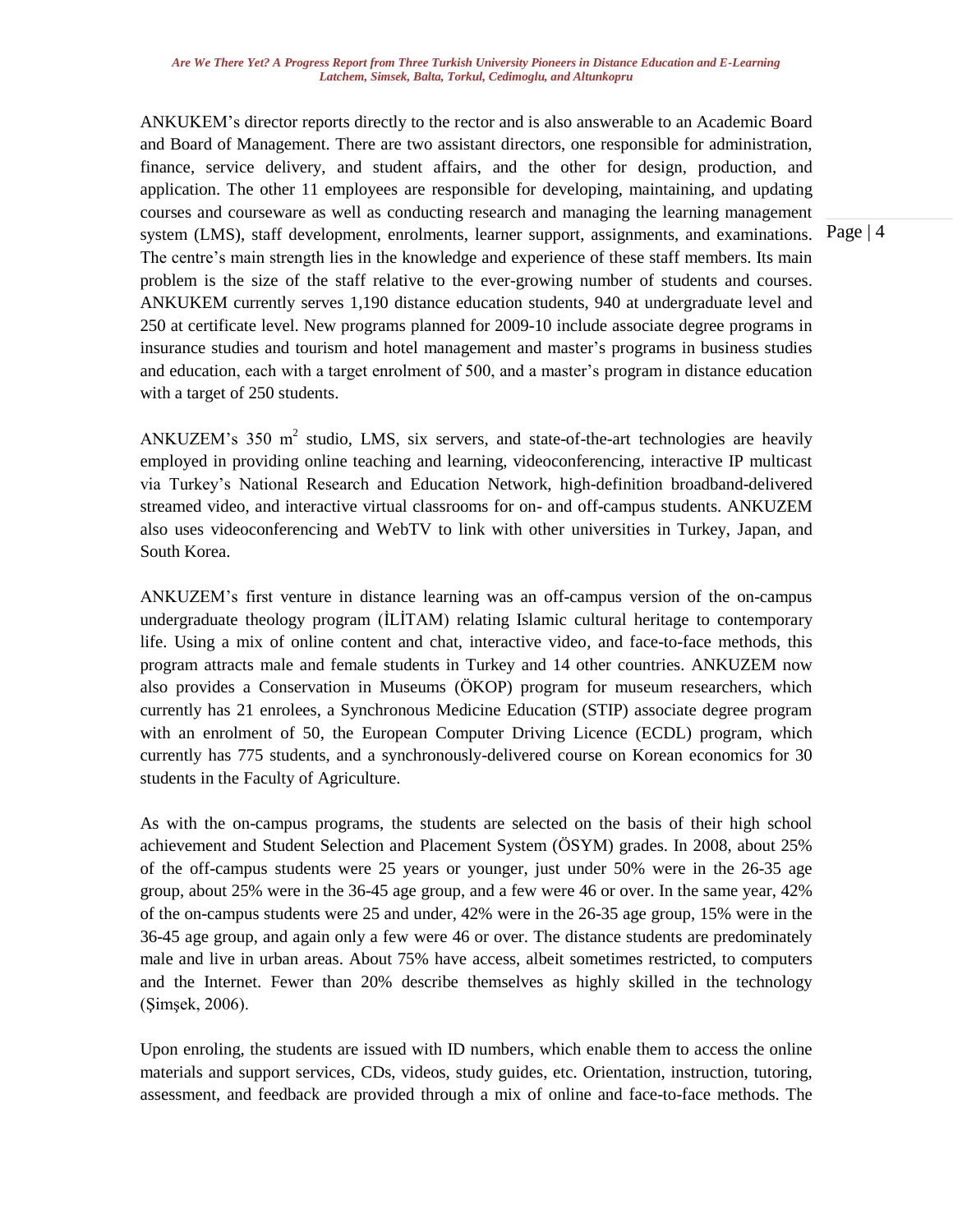ANKUKEM's director reports directly to the rector and is also answerable to an Academic Board and Board of Management. There are two assistant directors, one responsible for administration, finance, service delivery, and student affairs, and the other for design, production, and application. The other 11 employees are responsible for developing, maintaining, and updating courses and courseware as well as conducting research and managing the learning management system (LMS), staff development, enrolments, learner support, assignments, and examinations. The centre's main strength lies in the knowledge and experience of these staff members. Its main problem is the size of the staff relative to the ever-growing number of students and courses. ANKUKEM currently serves 1,190 distance education students, 940 at undergraduate level and 250 at certificate level. New programs planned for 2009-10 include associate degree programs in insurance studies and tourism and hotel management and master's programs in business studies and education, each with a target enrolment of 500, and a master's program in distance education with a target of 250 students.

ANKUZEM's 350 m$^2$ studio, LMS, six servers, and state-of-the-art technologies are heavily employed in providing online teaching and learning, videoconferencing, interactive IP multicast via Turkey's National Research and Education Network, high-definition broadband-delivered streamed video, and interactive virtual classrooms for on- and off-campus students. ANKUZEM also uses videoconferencing and WebTV to link with other universities in Turkey, Japan, and South Korea.

ANKUZEM's first venture in distance learning was an off-campus version of the on-campus undergraduate theology program (İLİTAM) relating Islamic cultural heritage to contemporary life. Using a mix of online content and chat, interactive video, and face-to-face methods, this program attracts male and female students in Turkey and 14 other countries. ANKUZEM now also provides a Conservation in Museums (ÖKOP) program for museum researchers, which currently has 21 enrolees, a Synchronous Medicine Education (STIP) associate degree program with an enrolment of 50, the European Computer Driving Licence (ECDL) program, which currently has 775 students, and a synchronously-delivered course on Korean economics for 30 students in the Faculty of Agriculture.

As with the on-campus programs, the students are selected on the basis of their high school achievement and Student Selection and Placement System (ÖSYM) grades. In 2008, about 25% of the off-campus students were 25 years or younger, just under 50% were in the 26-35 age group, about 25% were in the 36-45 age group, and a few were 46 or over. In the same year, 42% of the on-campus students were 25 and under, 42% were in the 26-35 age group, 15% were in the 36-45 age group, and again only a few were 46 or over. The distance students are predominately male and live in urban areas. About 75% have access, albeit sometimes restricted, to computers and the Internet. Fewer than 20% describe themselves as highly skilled in the technology (Şimşek, 2006).

Upon enroling, the students are issued with ID numbers, which enable them to access the online materials and support services, CDs, videos, study guides, etc. Orientation, instruction, tutoring, assessment, and feedback are provided through a mix of online and face-to-face methods. The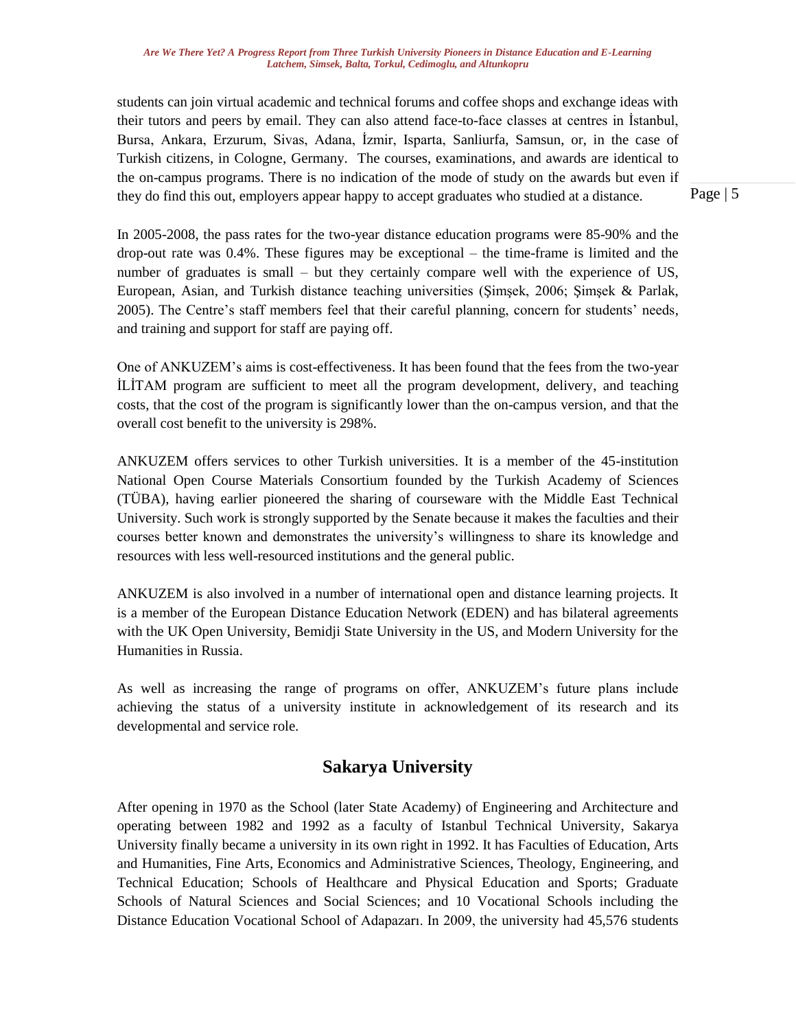students can join virtual academic and technical forums and coffee shops and exchange ideas with their tutors and peers by email. They can also attend face-to-face classes at centres in İstanbul, Bursa, Ankara, Erzurum, Sivas, Adana, İzmir, Isparta, Sanliurfa, Samsun, or, in the case of Turkish citizens, in Cologne, Germany. The courses, examinations, and awards are identical to the on-campus programs. There is no indication of the mode of study on the awards but even if they do find this out, employers appear happy to accept graduates who studied at a distance.

In 2005-2008, the pass rates for the two-year distance education programs were 85-90% and the drop-out rate was 0.4%. These figures may be exceptional – the time-frame is limited and the number of graduates is small – but they certainly compare well with the experience of US, European, Asian, and Turkish distance teaching universities (Şimşek, 2006; Şimşek & Parlak, 2005). The Centre's staff members feel that their careful planning, concern for students' needs, and training and support for staff are paying off.

One of ANKUZEM's aims is cost-effectiveness. It has been found that the fees from the two-year İLİTAM program are sufficient to meet all the program development, delivery, and teaching costs, that the cost of the program is significantly lower than the on-campus version, and that the overall cost benefit to the university is 298%.

ANKUZEM offers services to other Turkish universities. It is a member of the 45-institution National Open Course Materials Consortium founded by the Turkish Academy of Sciences (TÜBA), having earlier pioneered the sharing of courseware with the Middle East Technical University. Such work is strongly supported by the Senate because it makes the faculties and their courses better known and demonstrates the university's willingness to share its knowledge and resources with less well-resourced institutions and the general public.

ANKUZEM is also involved in a number of international open and distance learning projects. It is a member of the European Distance Education Network (EDEN) and has bilateral agreements with the UK Open University, Bemidji State University in the US, and Modern University for the Humanities in Russia.

As well as increasing the range of programs on offer, ANKUZEM's future plans include achieving the status of a university institute in acknowledgement of its research and its developmental and service role.

## Sakarya University

After opening in 1970 as the School (later State Academy) of Engineering and Architecture and operating between 1982 and 1992 as a faculty of Istanbul Technical University, Sakarya University finally became a university in its own right in 1992. It has Faculties of Education, Arts and Humanities, Fine Arts, Economics and Administrative Sciences, Theology, Engineering, and Technical Education; Schools of Healthcare and Physical Education and Sports; Graduate Schools of Natural Sciences and Social Sciences; and 10 Vocational Schools including the Distance Education Vocational School of Adapazarı. In 2009, the university had 45,576 students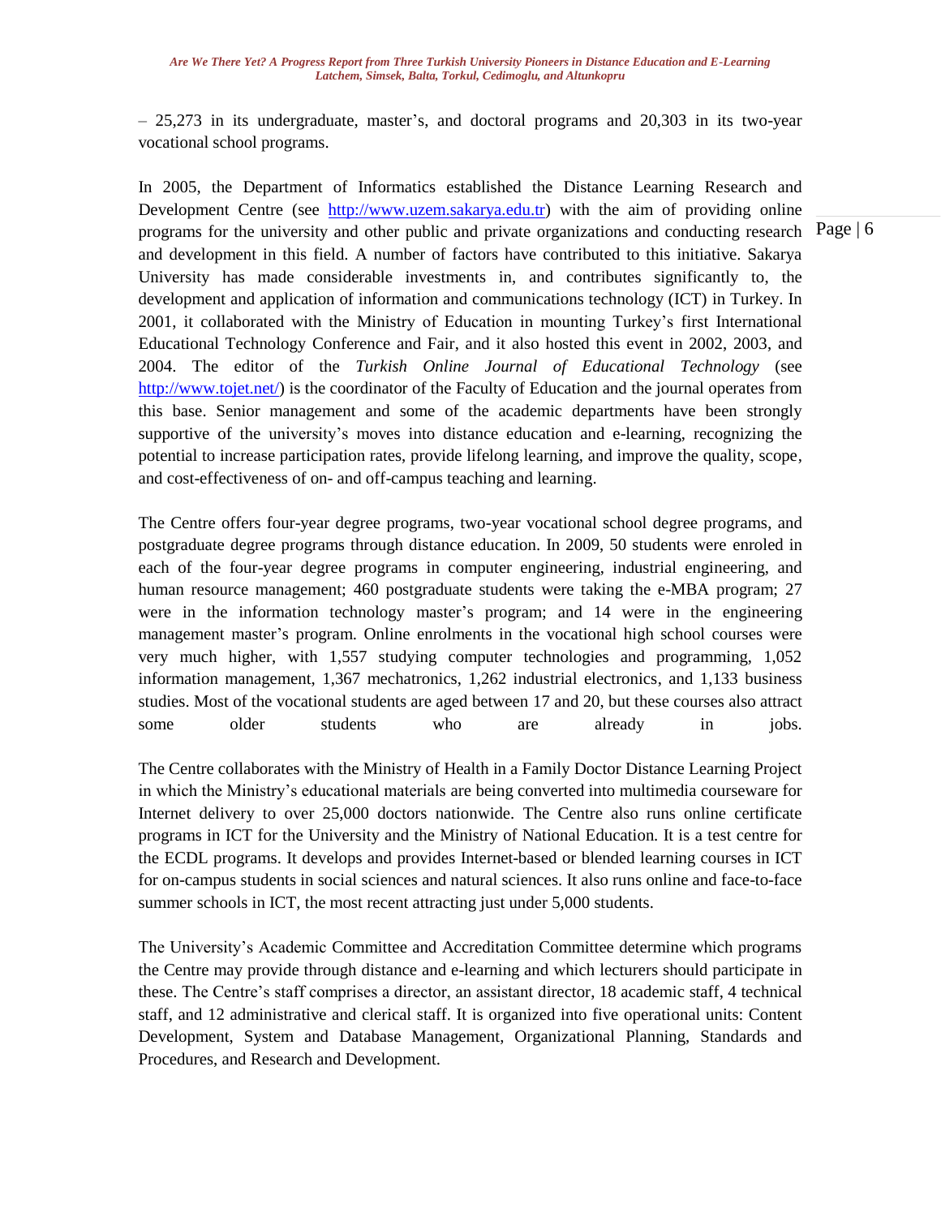– 25,273 in its undergraduate, master's, and doctoral programs and 20,303 in its two-year vocational school programs.

In 2005, the Department of Informatics established the Distance Learning Research and Development Centre (see http://www.uzem.sakarya.edu.tr) with the aim of providing online programs for the university and other public and private organizations and conducting research and development in this field. A number of factors have contributed to this initiative. Sakarya University has made considerable investments in, and contributes significantly to, the development and application of information and communications technology (ICT) in Turkey. In 2001, it collaborated with the Ministry of Education in mounting Turkey's first International Educational Technology Conference and Fair, and it also hosted this event in 2002, 2003, and 2004. The editor of the *Turkish Online Journal of Educational Technology* (see http://www.tojet.net/) is the coordinator of the Faculty of Education and the journal operates from this base. Senior management and some of the academic departments have been strongly supportive of the university's moves into distance education and e-learning, recognizing the potential to increase participation rates, provide lifelong learning, and improve the quality, scope, and cost-effectiveness of on- and off-campus teaching and learning.

The Centre offers four-year degree programs, two-year vocational school degree programs, and postgraduate degree programs through distance education. In 2009, 50 students were enroled in each of the four-year degree programs in computer engineering, industrial engineering, and human resource management; 460 postgraduate students were taking the e-MBA program; 27 were in the information technology master's program; and 14 were in the engineering management master's program. Online enrolments in the vocational high school courses were very much higher, with 1,557 studying computer technologies and programming, 1,052 information management, 1,367 mechatronics, 1,262 industrial electronics, and 1,133 business studies. Most of the vocational students are aged between 17 and 20, but these courses also attract some older students who are already in jobs.

The Centre collaborates with the Ministry of Health in a Family Doctor Distance Learning Project in which the Ministry's educational materials are being converted into multimedia courseware for Internet delivery to over 25,000 doctors nationwide. The Centre also runs online certificate programs in ICT for the University and the Ministry of National Education. It is a test centre for the ECDL programs. It develops and provides Internet-based or blended learning courses in ICT for on-campus students in social sciences and natural sciences. It also runs online and face-to-face summer schools in ICT, the most recent attracting just under 5,000 students.

The University's Academic Committee and Accreditation Committee determine which programs the Centre may provide through distance and e-learning and which lecturers should participate in these. The Centre's staff comprises a director, an assistant director, 18 academic staff, 4 technical staff, and 12 administrative and clerical staff. It is organized into five operational units: Content Development, System and Database Management, Organizational Planning, Standards and Procedures, and Research and Development.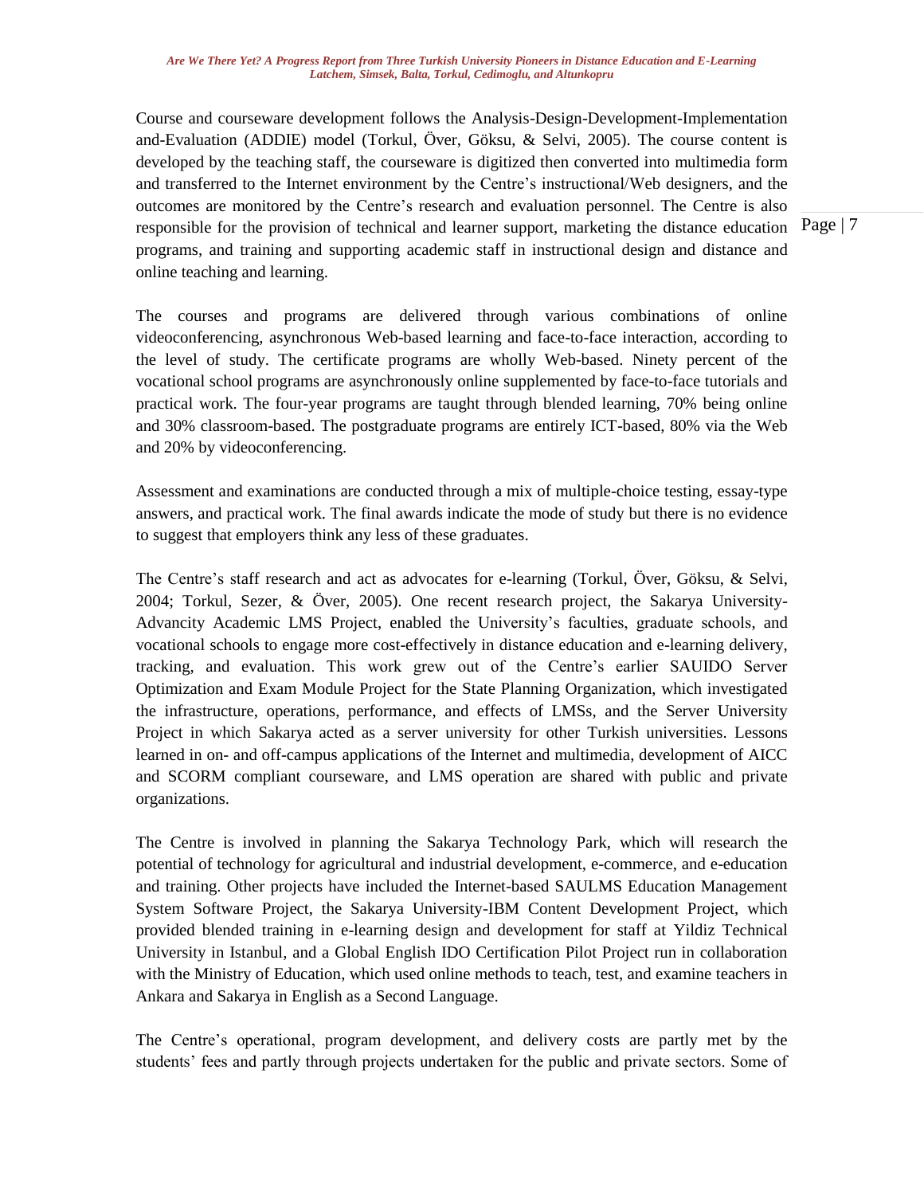Course and courseware development follows the Analysis-Design-Development-Implementation and-Evaluation (ADDIE) model (Torkul, Över, Göksu, & Selvi, 2005). The course content is developed by the teaching staff, the courseware is digitized then converted into multimedia form and transferred to the Internet environment by the Centre's instructional/Web designers, and the outcomes are monitored by the Centre's research and evaluation personnel. The Centre is also responsible for the provision of technical and learner support, marketing the distance education programs, and training and supporting academic staff in instructional design and distance and online teaching and learning.

The courses and programs are delivered through various combinations of online videoconferencing, asynchronous Web-based learning and face-to-face interaction, according to the level of study. The certificate programs are wholly Web-based. Ninety percent of the vocational school programs are asynchronously online supplemented by face-to-face tutorials and practical work. The four-year programs are taught through blended learning, 70% being online and 30% classroom-based. The postgraduate programs are entirely ICT-based, 80% via the Web and 20% by videoconferencing.

Assessment and examinations are conducted through a mix of multiple-choice testing, essay-type answers, and practical work. The final awards indicate the mode of study but there is no evidence to suggest that employers think any less of these graduates.

The Centre's staff research and act as advocates for e-learning (Torkul, Över, Göksu, & Selvi, 2004; Torkul, Sezer, & Över, 2005). One recent research project, the Sakarya University-Advancity Academic LMS Project, enabled the University's faculties, graduate schools, and vocational schools to engage more cost-effectively in distance education and e-learning delivery, tracking, and evaluation. This work grew out of the Centre's earlier SAUIDO Server Optimization and Exam Module Project for the State Planning Organization, which investigated the infrastructure, operations, performance, and effects of LMSs, and the Server University Project in which Sakarya acted as a server university for other Turkish universities. Lessons learned in on- and off-campus applications of the Internet and multimedia, development of AICC and SCORM compliant courseware, and LMS operation are shared with public and private organizations.

The Centre is involved in planning the Sakarya Technology Park, which will research the potential of technology for agricultural and industrial development, e-commerce, and e-education and training. Other projects have included the Internet-based SAULMS Education Management System Software Project, the Sakarya University-IBM Content Development Project, which provided blended training in e-learning design and development for staff at Yildiz Technical University in Istanbul, and a Global English IDO Certification Pilot Project run in collaboration with the Ministry of Education, which used online methods to teach, test, and examine teachers in Ankara and Sakarya in English as a Second Language.

The Centre's operational, program development, and delivery costs are partly met by the students' fees and partly through projects undertaken for the public and private sectors. Some of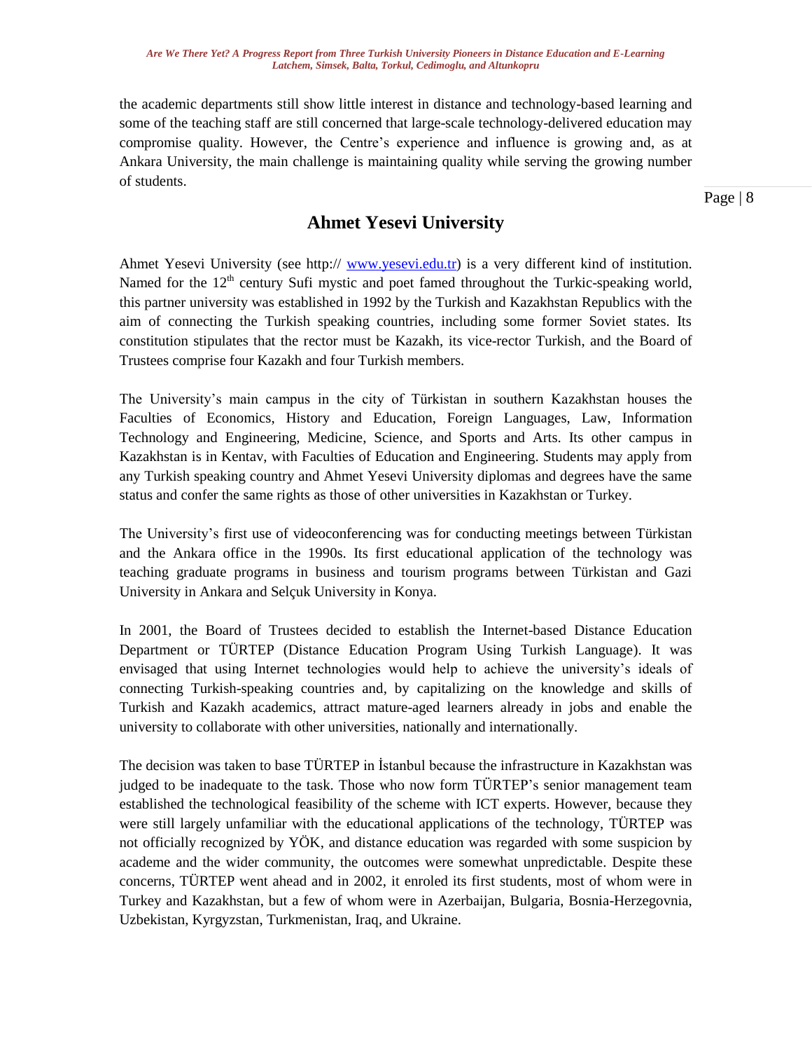the academic departments still show little interest in distance and technology-based learning and some of the teaching staff are still concerned that large-scale technology-delivered education may compromise quality. However, the Centre's experience and influence is growing and, as at Ankara University, the main challenge is maintaining quality while serving the growing number of students.

## Ahmet Yesevi University

Ahmet Yesevi University (see http:// www.yesevi.edu.tr) is a very different kind of institution. Named for the 12th century Sufi mystic and poet famed throughout the Turkic-speaking world, this partner university was established in 1992 by the Turkish and Kazakhstan Republics with the aim of connecting the Turkish speaking countries, including some former Soviet states. Its constitution stipulates that the rector must be Kazakh, its vice-rector Turkish, and the Board of Trustees comprise four Kazakh and four Turkish members.

The University's main campus in the city of Türkistan in southern Kazakhstan houses the Faculties of Economics, History and Education, Foreign Languages, Law, Information Technology and Engineering, Medicine, Science, and Sports and Arts. Its other campus in Kazakhstan is in Kentav, with Faculties of Education and Engineering. Students may apply from any Turkish speaking country and Ahmet Yesevi University diplomas and degrees have the same status and confer the same rights as those of other universities in Kazakhstan or Turkey.

The University's first use of videoconferencing was for conducting meetings between Türkistan and the Ankara office in the 1990s. Its first educational application of the technology was teaching graduate programs in business and tourism programs between Türkistan and Gazi University in Ankara and Selçuk University in Konya.

In 2001, the Board of Trustees decided to establish the Internet-based Distance Education Department or TÜRTEP (Distance Education Program Using Turkish Language). It was envisaged that using Internet technologies would help to achieve the university's ideals of connecting Turkish-speaking countries and, by capitalizing on the knowledge and skills of Turkish and Kazakh academics, attract mature-aged learners already in jobs and enable the university to collaborate with other universities, nationally and internationally.

The decision was taken to base TÜRTEP in İstanbul because the infrastructure in Kazakhstan was judged to be inadequate to the task. Those who now form TÜRTEP's senior management team established the technological feasibility of the scheme with ICT experts. However, because they were still largely unfamiliar with the educational applications of the technology, TÜRTEP was not officially recognized by YÖK, and distance education was regarded with some suspicion by academe and the wider community, the outcomes were somewhat unpredictable. Despite these concerns, TÜRTEP went ahead and in 2002, it enroled its first students, most of whom were in Turkey and Kazakhstan, but a few of whom were in Azerbaijan, Bulgaria, Bosnia-Herzegovnia, Uzbekistan, Kyrgyzstan, Turkmenistan, Iraq, and Ukraine.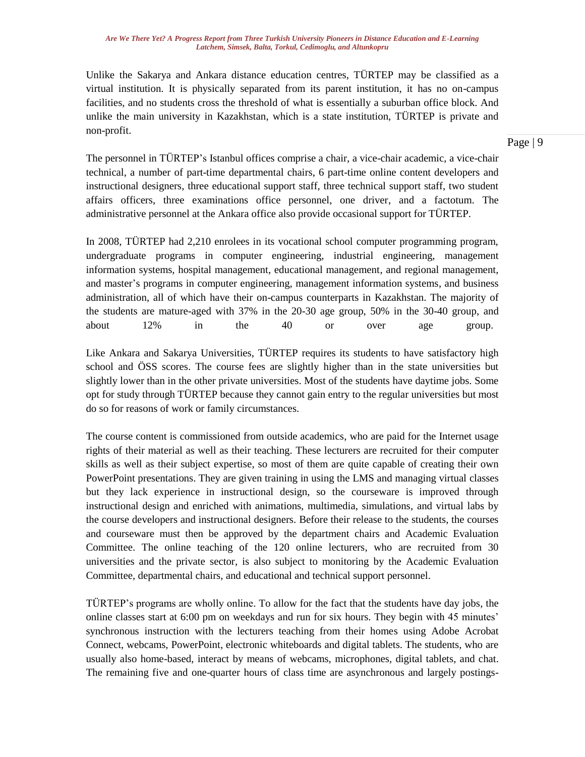Unlike the Sakarya and Ankara distance education centres, TÜRTEP may be classified as a virtual institution. It is physically separated from its parent institution, it has no on-campus facilities, and no students cross the threshold of what is essentially a suburban office block. And unlike the main university in Kazakhstan, which is a state institution, TÜRTEP is private and non-profit.

The personnel in TÜRTEP's Istanbul offices comprise a chair, a vice-chair academic, a vice-chair technical, a number of part-time departmental chairs, 6 part-time online content developers and instructional designers, three educational support staff, three technical support staff, two student affairs officers, three examinations office personnel, one driver, and a factotum. The administrative personnel at the Ankara office also provide occasional support for TÜRTEP.

In 2008, TÜRTEP had 2,210 enrolees in its vocational school computer programming program, undergraduate programs in computer engineering, industrial engineering, management information systems, hospital management, educational management, and regional management, and master's programs in computer engineering, management information systems, and business administration, all of which have their on-campus counterparts in Kazakhstan. The majority of the students are mature-aged with 37% in the 20-30 age group, 50% in the 30-40 group, and about 12% in the 40 or over age group.

Like Ankara and Sakarya Universities, TÜRTEP requires its students to have satisfactory high school and ÖSS scores. The course fees are slightly higher than in the state universities but slightly lower than in the other private universities. Most of the students have daytime jobs. Some opt for study through TÜRTEP because they cannot gain entry to the regular universities but most do so for reasons of work or family circumstances.

The course content is commissioned from outside academics, who are paid for the Internet usage rights of their material as well as their teaching. These lecturers are recruited for their computer skills as well as their subject expertise, so most of them are quite capable of creating their own PowerPoint presentations. They are given training in using the LMS and managing virtual classes but they lack experience in instructional design, so the courseware is improved through instructional design and enriched with animations, multimedia, simulations, and virtual labs by the course developers and instructional designers. Before their release to the students, the courses and courseware must then be approved by the department chairs and Academic Evaluation Committee. The online teaching of the 120 online lecturers, who are recruited from 30 universities and the private sector, is also subject to monitoring by the Academic Evaluation Committee, departmental chairs, and educational and technical support personnel.

TÜRTEP's programs are wholly online. To allow for the fact that the students have day jobs, the online classes start at 6:00 pm on weekdays and run for six hours. They begin with 45 minutes' synchronous instruction with the lecturers teaching from their homes using Adobe Acrobat Connect, webcams, PowerPoint, electronic whiteboards and digital tablets. The students, who are usually also home-based, interact by means of webcams, microphones, digital tablets, and chat. The remaining five and one-quarter hours of class time are asynchronous and largely postings-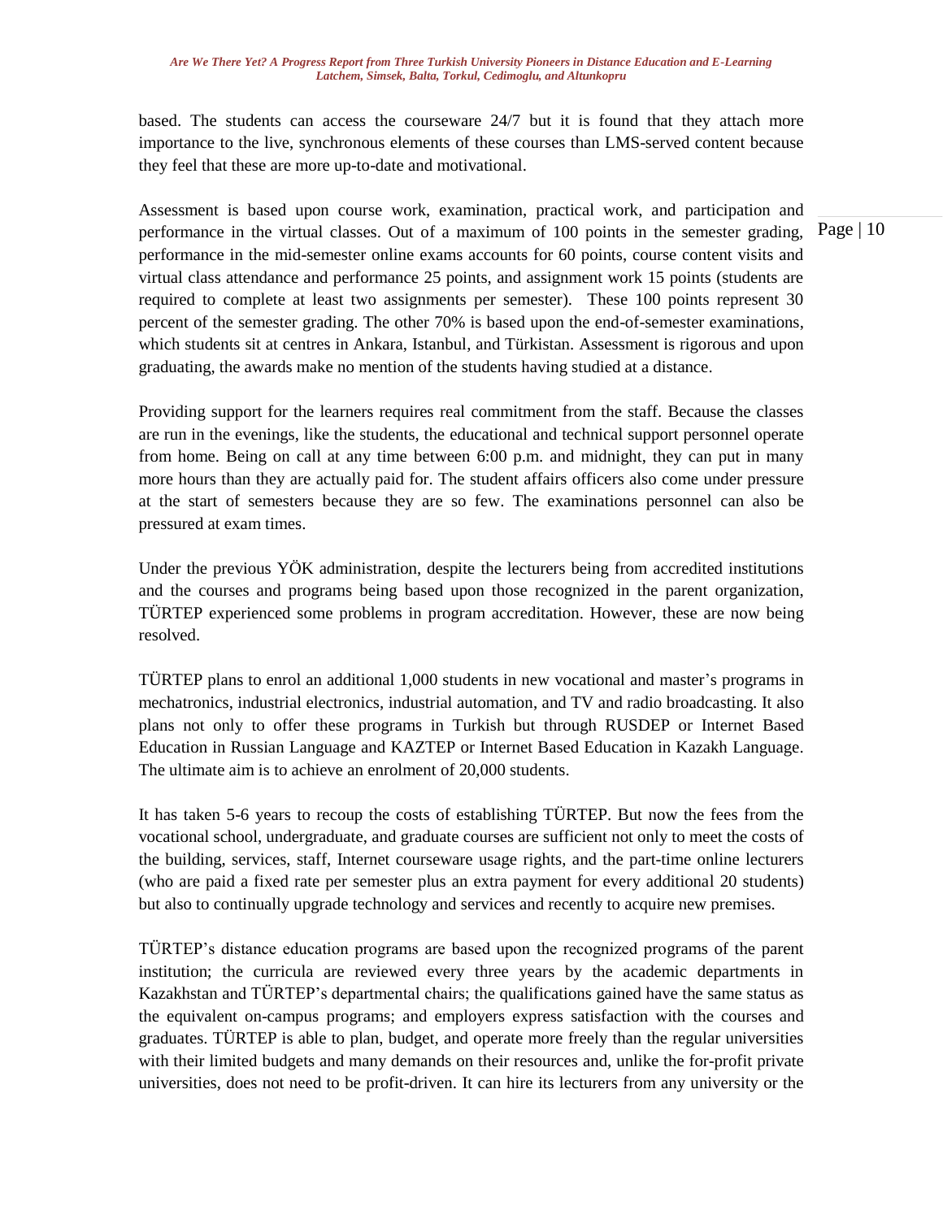based. The students can access the courseware 24/7 but it is found that they attach more importance to the live, synchronous elements of these courses than LMS-served content because they feel that these are more up-to-date and motivational.

Assessment is based upon course work, examination, practical work, and participation and performance in the virtual classes. Out of a maximum of 100 points in the semester grading, performance in the mid-semester online exams accounts for 60 points, course content visits and virtual class attendance and performance 25 points, and assignment work 15 points (students are required to complete at least two assignments per semester). These 100 points represent 30 percent of the semester grading. The other 70% is based upon the end-of-semester examinations, which students sit at centres in Ankara, Istanbul, and Türkistan. Assessment is rigorous and upon graduating, the awards make no mention of the students having studied at a distance.

Providing support for the learners requires real commitment from the staff. Because the classes are run in the evenings, like the students, the educational and technical support personnel operate from home. Being on call at any time between 6:00 p.m. and midnight, they can put in many more hours than they are actually paid for. The student affairs officers also come under pressure at the start of semesters because they are so few. The examinations personnel can also be pressured at exam times.

Under the previous YÖK administration, despite the lecturers being from accredited institutions and the courses and programs being based upon those recognized in the parent organization, TÜRTEP experienced some problems in program accreditation. However, these are now being resolved.

TÜRTEP plans to enrol an additional 1,000 students in new vocational and master's programs in mechatronics, industrial electronics, industrial automation, and TV and radio broadcasting. It also plans not only to offer these programs in Turkish but through RUSDEP or Internet Based Education in Russian Language and KAZTEP or Internet Based Education in Kazakh Language. The ultimate aim is to achieve an enrolment of 20,000 students.

It has taken 5-6 years to recoup the costs of establishing TÜRTEP. But now the fees from the vocational school, undergraduate, and graduate courses are sufficient not only to meet the costs of the building, services, staff, Internet courseware usage rights, and the part-time online lecturers (who are paid a fixed rate per semester plus an extra payment for every additional 20 students) but also to continually upgrade technology and services and recently to acquire new premises.

TÜRTEP's distance education programs are based upon the recognized programs of the parent institution; the curricula are reviewed every three years by the academic departments in Kazakhstan and TÜRTEP's departmental chairs; the qualifications gained have the same status as the equivalent on-campus programs; and employers express satisfaction with the courses and graduates. TÜRTEP is able to plan, budget, and operate more freely than the regular universities with their limited budgets and many demands on their resources and, unlike the for-profit private universities, does not need to be profit-driven. It can hire its lecturers from any university or the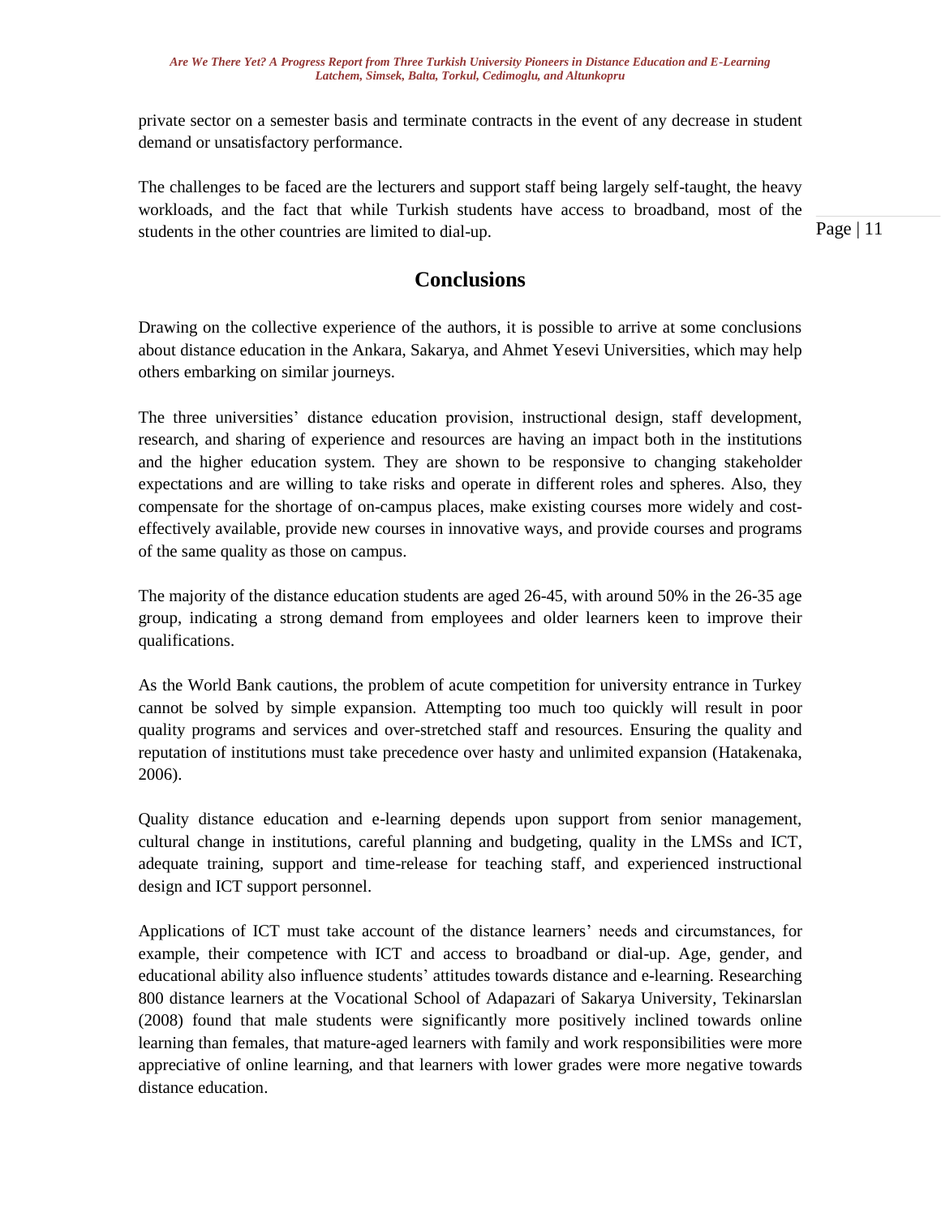private sector on a semester basis and terminate contracts in the event of any decrease in student demand or unsatisfactory performance.

The challenges to be faced are the lecturers and support staff being largely self-taught, the heavy workloads, and the fact that while Turkish students have access to broadband, most of the students in the other countries are limited to dial-up.

## Conclusions

Drawing on the collective experience of the authors, it is possible to arrive at some conclusions about distance education in the Ankara, Sakarya, and Ahmet Yesevi Universities, which may help others embarking on similar journeys.

The three universities' distance education provision, instructional design, staff development, research, and sharing of experience and resources are having an impact both in the institutions and the higher education system. They are shown to be responsive to changing stakeholder expectations and are willing to take risks and operate in different roles and spheres. Also, they compensate for the shortage of on-campus places, make existing courses more widely and cost-effectively available, provide new courses in innovative ways, and provide courses and programs of the same quality as those on campus.

The majority of the distance education students are aged 26-45, with around 50% in the 26-35 age group, indicating a strong demand from employees and older learners keen to improve their qualifications.

As the World Bank cautions, the problem of acute competition for university entrance in Turkey cannot be solved by simple expansion. Attempting too much too quickly will result in poor quality programs and services and over-stretched staff and resources. Ensuring the quality and reputation of institutions must take precedence over hasty and unlimited expansion (Hatakenaka, 2006).

Quality distance education and e-learning depends upon support from senior management, cultural change in institutions, careful planning and budgeting, quality in the LMSs and ICT, adequate training, support and time-release for teaching staff, and experienced instructional design and ICT support personnel.

Applications of ICT must take account of the distance learners' needs and circumstances, for example, their competence with ICT and access to broadband or dial-up. Age, gender, and educational ability also influence students' attitudes towards distance and e-learning. Researching 800 distance learners at the Vocational School of Adapazari of Sakarya University, Tekinarslan (2008) found that male students were significantly more positively inclined towards online learning than females, that mature-aged learners with family and work responsibilities were more appreciative of online learning, and that learners with lower grades were more negative towards distance education.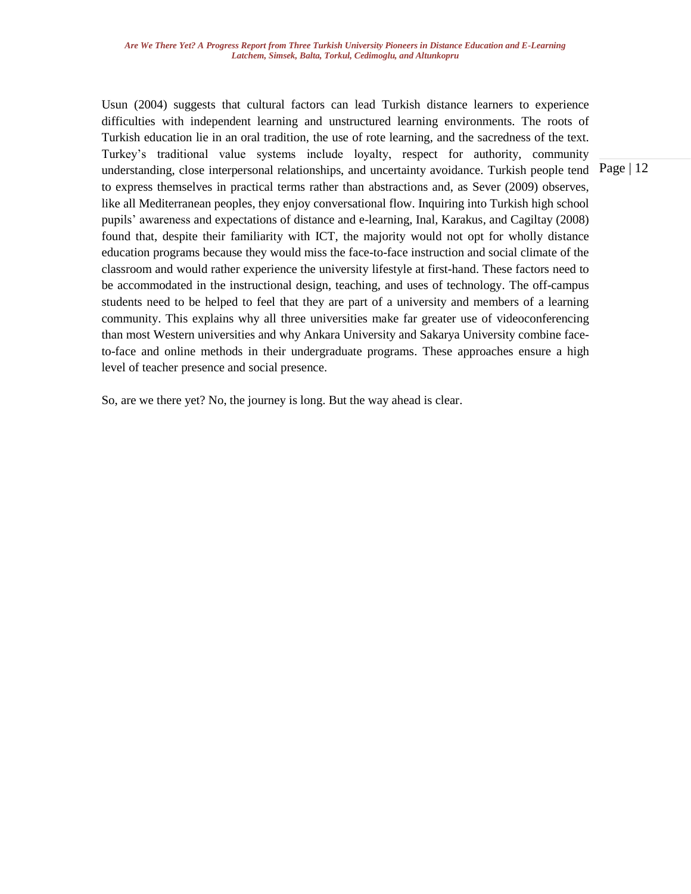Usun (2004) suggests that cultural factors can lead Turkish distance learners to experience difficulties with independent learning and unstructured learning environments. The roots of Turkish education lie in an oral tradition, the use of rote learning, and the sacredness of the text. Turkey's traditional value systems include loyalty, respect for authority, community understanding, close interpersonal relationships, and uncertainty avoidance. Turkish people tend to express themselves in practical terms rather than abstractions and, as Sever (2009) observes, like all Mediterranean peoples, they enjoy conversational flow. Inquiring into Turkish high school pupils' awareness and expectations of distance and e-learning, Inal, Karakus, and Cagiltay (2008) found that, despite their familiarity with ICT, the majority would not opt for wholly distance education programs because they would miss the face-to-face instruction and social climate of the classroom and would rather experience the university lifestyle at first-hand. These factors need to be accommodated in the instructional design, teaching, and uses of technology. The off-campus students need to be helped to feel that they are part of a university and members of a learning community. This explains why all three universities make far greater use of videoconferencing than most Western universities and why Ankara University and Sakarya University combine face-to-face and online methods in their undergraduate programs. These approaches ensure a high level of teacher presence and social presence.

So, are we there yet? No, the journey is long. But the way ahead is clear.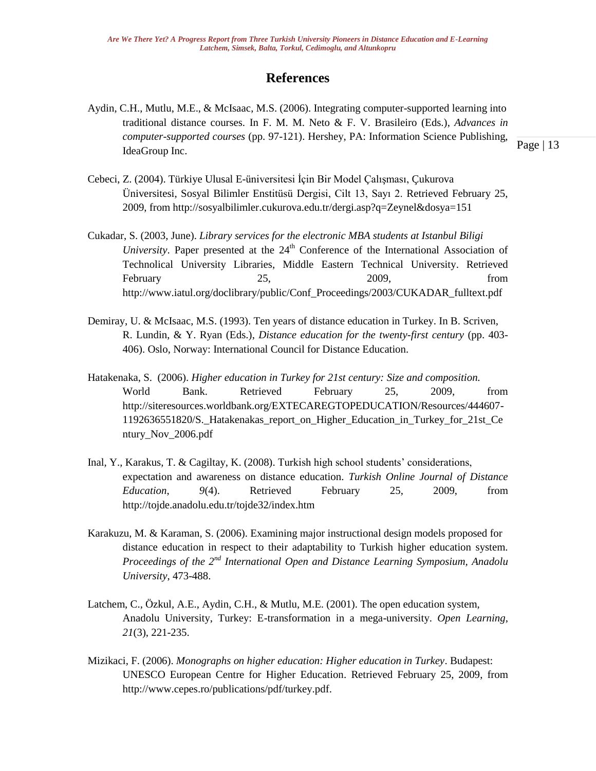# References

Aydin, C.H., Mutlu, M.E., & McIsaac, M.S. (2006). Integrating computer-supported learning into traditional distance courses. In F. M. M. Neto & F. V. Brasileiro (Eds.), *Advances in computer-supported courses* (pp. 97-121). Hershey, PA: Information Science Publishing, IdeaGroup Inc.

Cebeci, Z. (2004). Türkiye Ulusal E-üniversitesi İçin Bir Model Çalışması, Çukurova Üniversitesi, Sosyal Bilimler Enstitüsü Dergisi, Cilt 13, Sayı 2. Retrieved February 25, 2009, from http://sosyalbilimler.cukurova.edu.tr/dergi.asp?q=Zeynel&dosya=151

Cukadar, S. (2003, June). *Library services for the electronic MBA students at Istanbul Biligi University*. Paper presented at the 24th Conference of the International Association of Technolical University Libraries, Middle Eastern Technical University. Retrieved February 25, 2009, from http://www.iatul.org/doclibrary/public/Conf_Proceedings/2003/CUKADAR_fulltext.pdf

Demiray, U. & McIsaac, M.S. (1993). Ten years of distance education in Turkey. In B. Scriven, R. Lundin, & Y. Ryan (Eds.), *Distance education for the twenty-first century* (pp. 403-406). Oslo, Norway: International Council for Distance Education.

Hatakenaka, S. (2006). *Higher education in Turkey for 21st century: Size and composition.* World Bank. Retrieved February 25, 2009, from http://siteresources.worldbank.org/EXTECAREGTOPEDUCATION/Resources/444607-1192636551820/S._Hatakenakas_report_on_Higher_Education_in_Turkey_for_21st_Century_Nov_2006.pdf

Inal, Y., Karakus, T. & Cagiltay, K. (2008). Turkish high school students' considerations, expectation and awareness on distance education. *Turkish Online Journal of Distance Education*, *9*(4). Retrieved February 25, 2009, from http://tojde.anadolu.edu.tr/tojde32/index.htm

Karakuzu, M. & Karaman, S. (2006). Examining major instructional design models proposed for distance education in respect to their adaptability to Turkish higher education system. *Proceedings of the 2nd International Open and Distance Learning Symposium, Anadolu University*, 473-488.

Latchem, C., Özkul, A.E., Aydin, C.H., & Mutlu, M.E. (2001). The open education system, Anadolu University, Turkey: E-transformation in a mega-university. *Open Learning*, *21*(3), 221-235.

Mizikaci, F. (2006). *Monographs on higher education: Higher education in Turkey*. Budapest: UNESCO European Centre for Higher Education. Retrieved February 25, 2009, from http://www.cepes.ro/publications/pdf/turkey.pdf.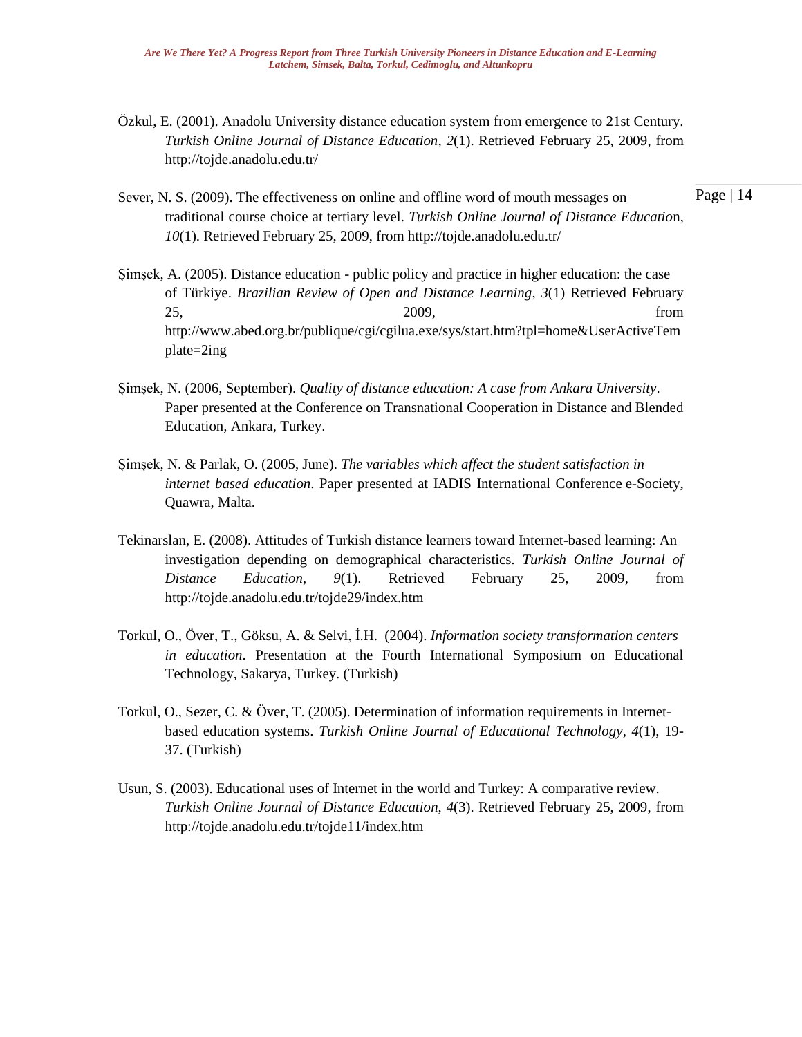Özkul, E. (2001). Anadolu University distance education system from emergence to 21st Century. *Turkish Online Journal of Distance Education*, *2*(1). Retrieved February 25, 2009, from http://tojde.anadolu.edu.tr/

Sever, N. S. (2009). The effectiveness on online and offline word of mouth messages on traditional course choice at tertiary level. *Turkish Online Journal of Distance Educatio*n, *10*(1). Retrieved February 25, 2009, from http://tojde.anadolu.edu.tr/

Şimşek, A. (2005). Distance education - public policy and practice in higher education: the case of Türkiye. *Brazilian Review of Open and Distance Learning*, *3*(1) Retrieved February 25, 2009, from http://www.abed.org.br/publique/cgi/cgilua.exe/sys/start.htm?tpl=home&UserActiveTemplate=2ing

Şimşek, N. (2006, September). *Quality of distance education: A case from Ankara University*. Paper presented at the Conference on Transnational Cooperation in Distance and Blended Education, Ankara, Turkey.

Şimşek, N. & Parlak, O. (2005, June). *The variables which affect the student satisfaction in internet based education*. Paper presented at IADIS International Conference e-Society, Quawra, Malta.

Tekinarslan, E. (2008). Attitudes of Turkish distance learners toward Internet-based learning: An investigation depending on demographical characteristics. *Turkish Online Journal of Distance Education*, *9*(1). Retrieved February 25, 2009, from http://tojde.anadolu.edu.tr/tojde29/index.htm

Torkul, O., Över, T., Göksu, A. & Selvi, İ.H. (2004). *Information society transformation centers in education*. Presentation at the Fourth International Symposium on Educational Technology, Sakarya, Turkey. (Turkish)

Torkul, O., Sezer, C. & Över, T. (2005). Determination of information requirements in Internet-based education systems. *Turkish Online Journal of Educational Technology*, *4*(1), 19-37. (Turkish)

Usun, S. (2003). Educational uses of Internet in the world and Turkey: A comparative review. *Turkish Online Journal of Distance Education*, *4*(3). Retrieved February 25, 2009, from http://tojde.anadolu.edu.tr/tojde11/index.htm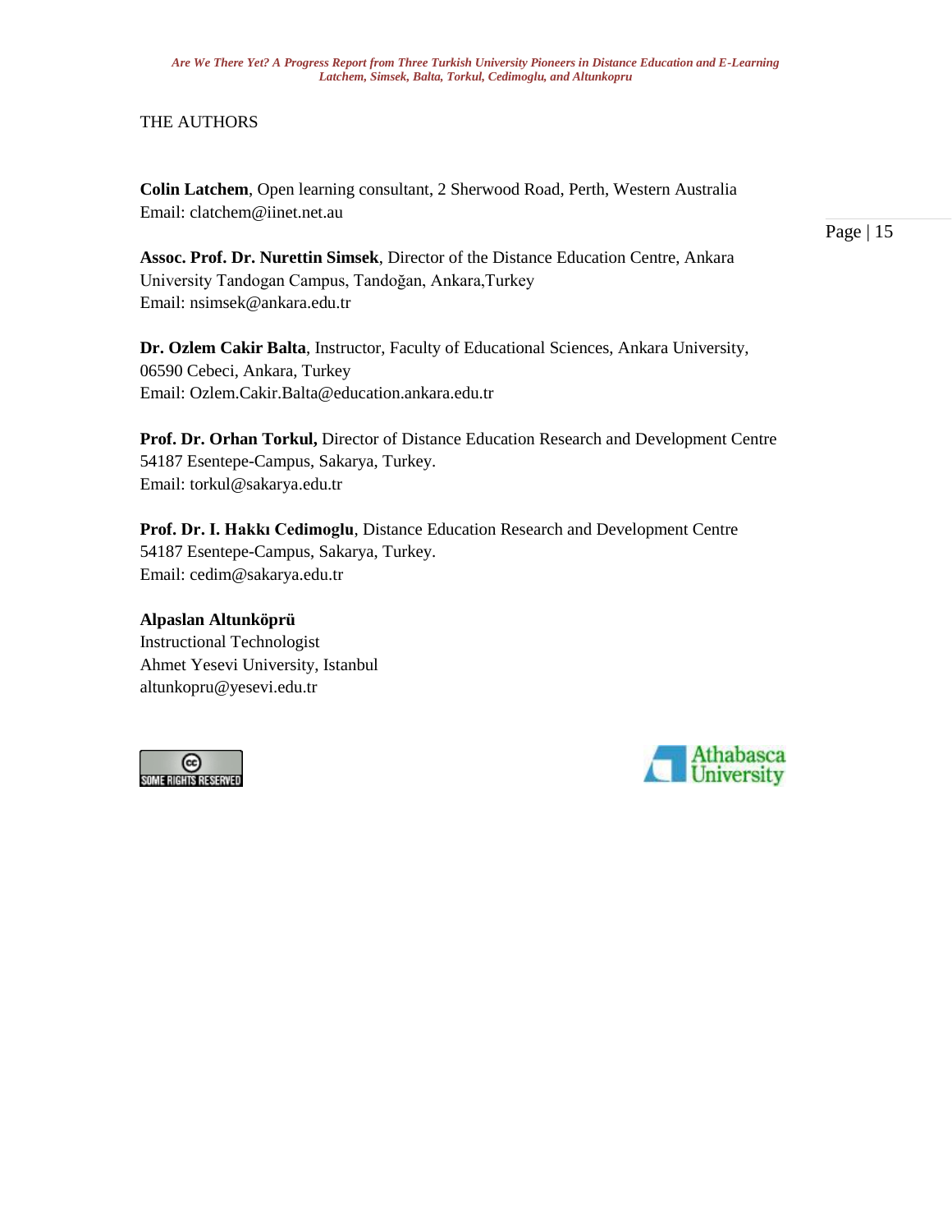## THE AUTHORS

**Colin Latchem**, Open learning consultant, 2 Sherwood Road, Perth, Western Australia
Email: clatchem@iinet.net.au

**Assoc. Prof. Dr. Nurettin Simsek**, Director of the Distance Education Centre, Ankara University Tandogan Campus, Tandoğan, Ankara,Turkey
Email: nsimsek@ankara.edu.tr

**Dr. Ozlem Cakir Balta**, Instructor, Faculty of Educational Sciences, Ankara University, 06590 Cebeci, Ankara, Turkey
Email: Ozlem.Cakir.Balta@education.ankara.edu.tr

**Prof. Dr. Orhan Torkul,** Director of Distance Education Research and Development Centre 54187 Esentepe-Campus, Sakarya, Turkey.
Email: torkul@sakarya.edu.tr

**Prof. Dr. I. Hakkı Cedimoglu**, Distance Education Research and Development Centre 54187 Esentepe-Campus, Sakarya, Turkey.
Email: cedim@sakarya.edu.tr

**Alpaslan Altunköprü**
Instructional Technologist
Ahmet Yesevi University, Istanbul
altunkopru@yesevi.edu.tr